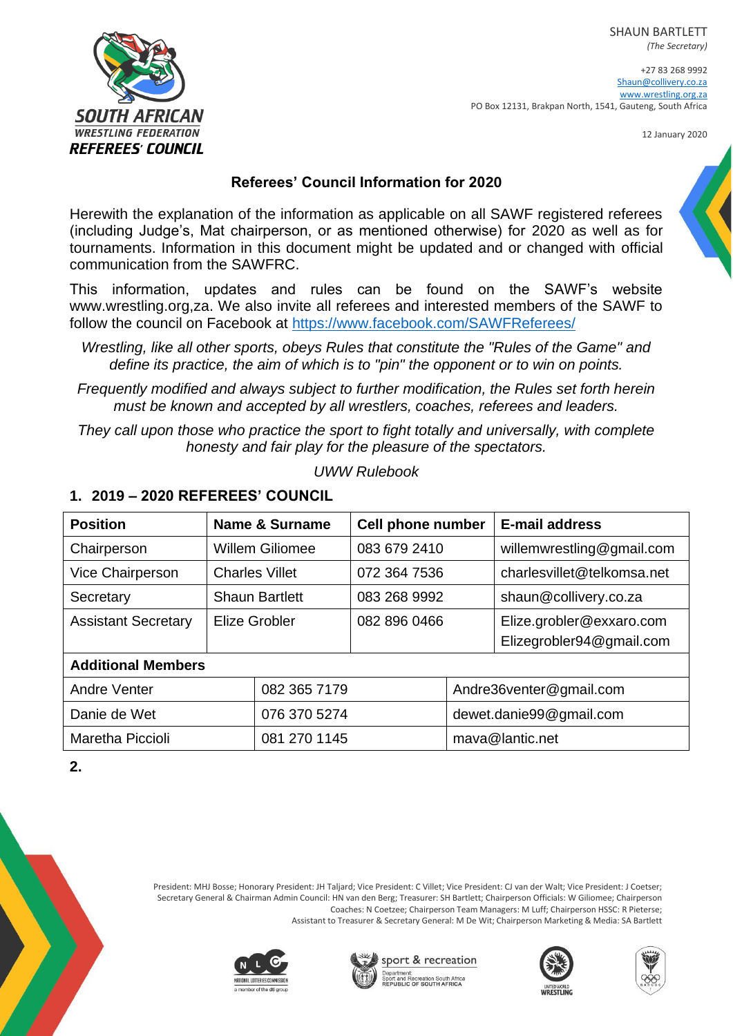SHAUN BARTLETT
*(The Secretary)*

+27 83 268 9992
Shaun@collivery.co.za
www.wrestling.org.za
PO Box 12131, Brakpan North, 1541, Gauteng, South Africa

12 January 2020

SOUTH AFRICAN WRESTLING FEDERATION REFEREES' COUNCIL

## Referees' Council Information for 2020

Herewith the explanation of the information as applicable on all SAWF registered referees (including Judge's, Mat chairperson, or as mentioned otherwise) for 2020 as well as for tournaments. Information in this document might be updated and or changed with official communication from the SAWFRC.

This information, updates and rules can be found on the SAWF's website www.wrestling.org,za. We also invite all referees and interested members of the SAWF to follow the council on Facebook at https://www.facebook.com/SAWFReferees/

*Wrestling, like all other sports, obeys Rules that constitute the "Rules of the Game" and define its practice, the aim of which is to "pin" the opponent or to win on points.*

*Frequently modified and always subject to further modification, the Rules set forth herein must be known and accepted by all wrestlers, coaches, referees and leaders.*

*They call upon those who practice the sport to fight totally and universally, with complete honesty and fair play for the pleasure of the spectators.*

*UWW Rulebook*

## 1. 2019 – 2020 REFEREES' COUNCIL

| Position | Name & Surname | Cell phone number | E-mail address |
|---|---|---|---|
| Chairperson | Willem Giliomee | 083 679 2410 | willemwrestling@gmail.com |
| Vice Chairperson | Charles Villet | 072 364 7536 | charlesvillet@telkomsa.net |
| Secretary | Shaun Bartlett | 083 268 9992 | shaun@collivery.co.za |
| Assistant Secretary | Elize Grobler | 082 896 0466 | Elize.grobler@exxaro.com<br>Elizegrobler94@gmail.com |
| **Additional Members** | | | |
| Andre Venter | | 082 365 7179 | Andre36venter@gmail.com |
| Danie de Wet | | 076 370 5274 | dewet.danie99@gmail.com |
| Maretha Piccioli | | 081 270 1145 | mava@lantic.net |

## 2.

President: MHJ Bosse; Honorary President: JH Taljard; Vice President: C Villet; Vice President: CJ van der Walt; Vice President: J Coetser; Secretary General & Chairman Admin Council: HN van den Berg; Treasurer: SH Bartlett; Chairperson Officials: W Giliomee; Chairperson Coaches: N Coetzee; Chairperson Team Managers: M Luff; Chairperson HSSC: R Pieterse; Assistant to Treasurer & Secretary General: M De Wit; Chairperson Marketing & Media: SA Bartlett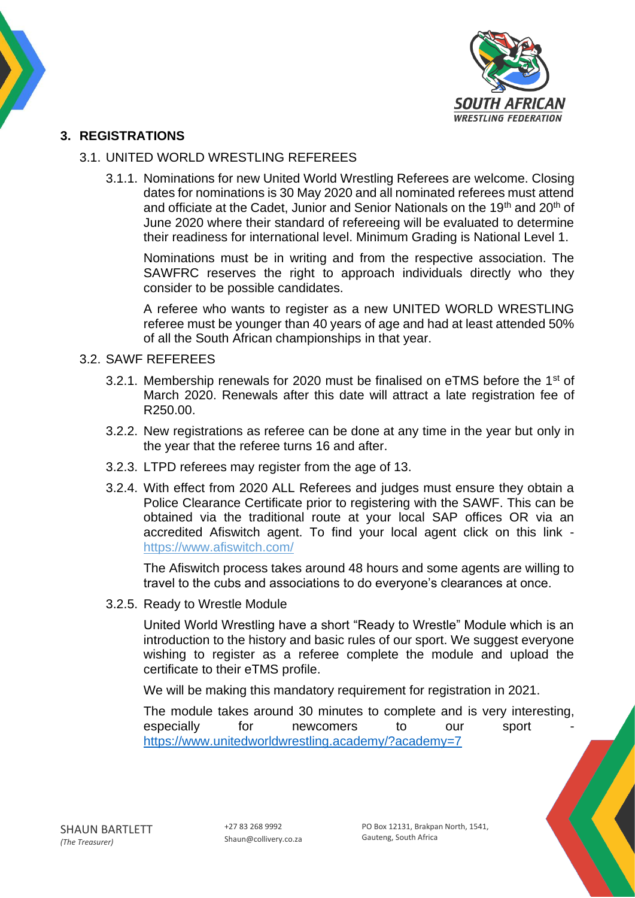## 3. REGISTRATIONS

### 3.1. UNITED WORLD WRESTLING REFEREES

3.1.1. Nominations for new United World Wrestling Referees are welcome. Closing dates for nominations is 30 May 2020 and all nominated referees must attend and officiate at the Cadet, Junior and Senior Nationals on the 19th and 20th of June 2020 where their standard of refereeing will be evaluated to determine their readiness for international level. Minimum Grading is National Level 1.

Nominations must be in writing and from the respective association. The SAWFRC reserves the right to approach individuals directly who they consider to be possible candidates.

A referee who wants to register as a new UNITED WORLD WRESTLING referee must be younger than 40 years of age and had at least attended 50% of all the South African championships in that year.

### 3.2. SAWF REFEREES

3.2.1. Membership renewals for 2020 must be finalised on eTMS before the 1st of March 2020. Renewals after this date will attract a late registration fee of R250.00.

3.2.2. New registrations as referee can be done at any time in the year but only in the year that the referee turns 16 and after.

3.2.3. LTPD referees may register from the age of 13.

3.2.4. With effect from 2020 ALL Referees and judges must ensure they obtain a Police Clearance Certificate prior to registering with the SAWF. This can be obtained via the traditional route at your local SAP offices OR via an accredited Afiswitch agent. To find your local agent click on this link - https://www.afiswitch.com/

The Afiswitch process takes around 48 hours and some agents are willing to travel to the cubs and associations to do everyone's clearances at once.

3.2.5. Ready to Wrestle Module

United World Wrestling have a short "Ready to Wrestle" Module which is an introduction to the history and basic rules of our sport. We suggest everyone wishing to register as a referee complete the module and upload the certificate to their eTMS profile.

We will be making this mandatory requirement for registration in 2021.

The module takes around 30 minutes to complete and is very interesting, especially for newcomers to our sport - https://www.unitedworldwrestling.academy/?academy=7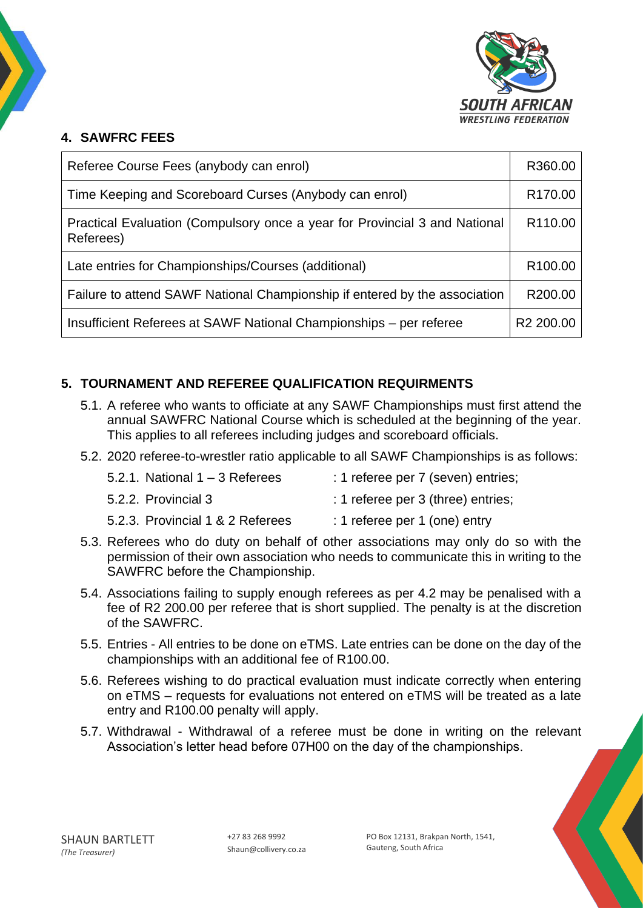## 4. SAWFRC FEES

| Referee Course Fees (anybody can enrol) | R360.00 |
|---|---|
| Time Keeping and Scoreboard Curses (Anybody can enrol) | R170.00 |
| Practical Evaluation (Compulsory once a year for Provincial 3 and National Referees) | R110.00 |
| Late entries for Championships/Courses (additional) | R100.00 |
| Failure to attend SAWF National Championship if entered by the association | R200.00 |
| Insufficient Referees at SAWF National Championships – per referee | R2 200.00 |

## 5. TOURNAMENT AND REFEREE QUALIFICATION REQUIRMENTS

5.1. A referee who wants to officiate at any SAWF Championships must first attend the annual SAWFRC National Course which is scheduled at the beginning of the year. This applies to all referees including judges and scoreboard officials.

5.2. 2020 referee-to-wrestler ratio applicable to all SAWF Championships is as follows:

- 5.2.1. National 1 – 3 Referees : 1 referee per 7 (seven) entries;
- 5.2.2. Provincial 3 : 1 referee per 3 (three) entries;
- 5.2.3. Provincial 1 & 2 Referees : 1 referee per 1 (one) entry

5.3. Referees who do duty on behalf of other associations may only do so with the permission of their own association who needs to communicate this in writing to the SAWFRC before the Championship.

5.4. Associations failing to supply enough referees as per 4.2 may be penalised with a fee of R2 200.00 per referee that is short supplied. The penalty is at the discretion of the SAWFRC.

5.5. Entries - All entries to be done on eTMS. Late entries can be done on the day of the championships with an additional fee of R100.00.

5.6. Referees wishing to do practical evaluation must indicate correctly when entering on eTMS – requests for evaluations not entered on eTMS will be treated as a late entry and R100.00 penalty will apply.

5.7. Withdrawal - Withdrawal of a referee must be done in writing on the relevant Association's letter head before 07H00 on the day of the championships.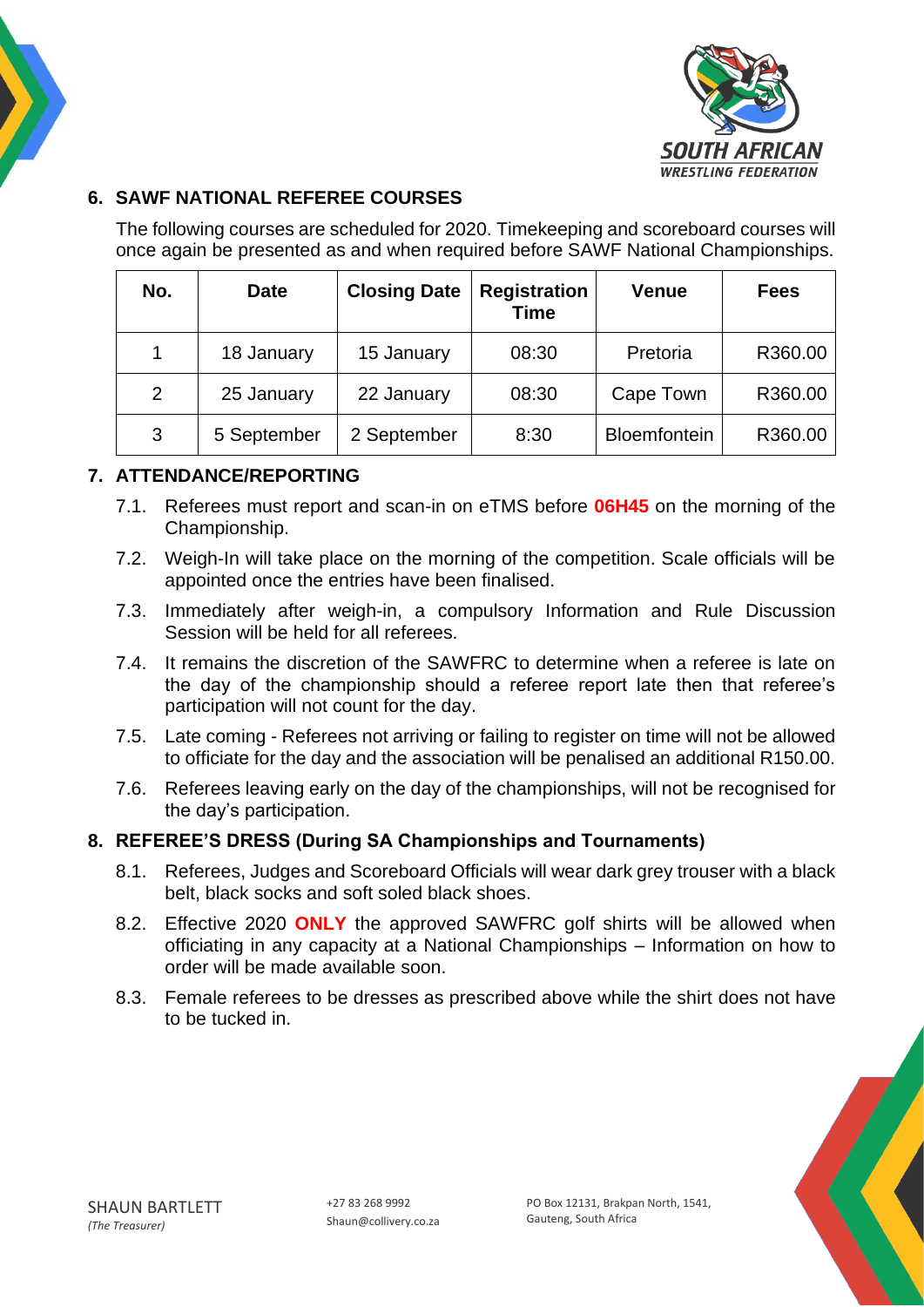## 6. SAWF NATIONAL REFEREE COURSES

The following courses are scheduled for 2020. Timekeeping and scoreboard courses will once again be presented as and when required before SAWF National Championships.

| No. | Date | Closing Date | Registration Time | Venue | Fees |
|---|---|---|---|---|---|
| 1 | 18 January | 15 January | 08:30 | Pretoria | R360.00 |
| 2 | 25 January | 22 January | 08:30 | Cape Town | R360.00 |
| 3 | 5 September | 2 September | 8:30 | Bloemfontein | R360.00 |

## 7. ATTENDANCE/REPORTING

7.1. Referees must report and scan-in on eTMS before **06H45** on the morning of the Championship.

7.2. Weigh-In will take place on the morning of the competition. Scale officials will be appointed once the entries have been finalised.

7.3. Immediately after weigh-in, a compulsory Information and Rule Discussion Session will be held for all referees.

7.4. It remains the discretion of the SAWFRC to determine when a referee is late on the day of the championship should a referee report late then that referee's participation will not count for the day.

7.5. Late coming - Referees not arriving or failing to register on time will not be allowed to officiate for the day and the association will be penalised an additional R150.00.

7.6. Referees leaving early on the day of the championships, will not be recognised for the day's participation.

## 8. REFEREE'S DRESS (During SA Championships and Tournaments)

8.1. Referees, Judges and Scoreboard Officials will wear dark grey trouser with a black belt, black socks and soft soled black shoes.

8.2. Effective 2020 **ONLY** the approved SAWFRC golf shirts will be allowed when officiating in any capacity at a National Championships – Information on how to order will be made available soon.

8.3. Female referees to be dresses as prescribed above while the shirt does not have to be tucked in.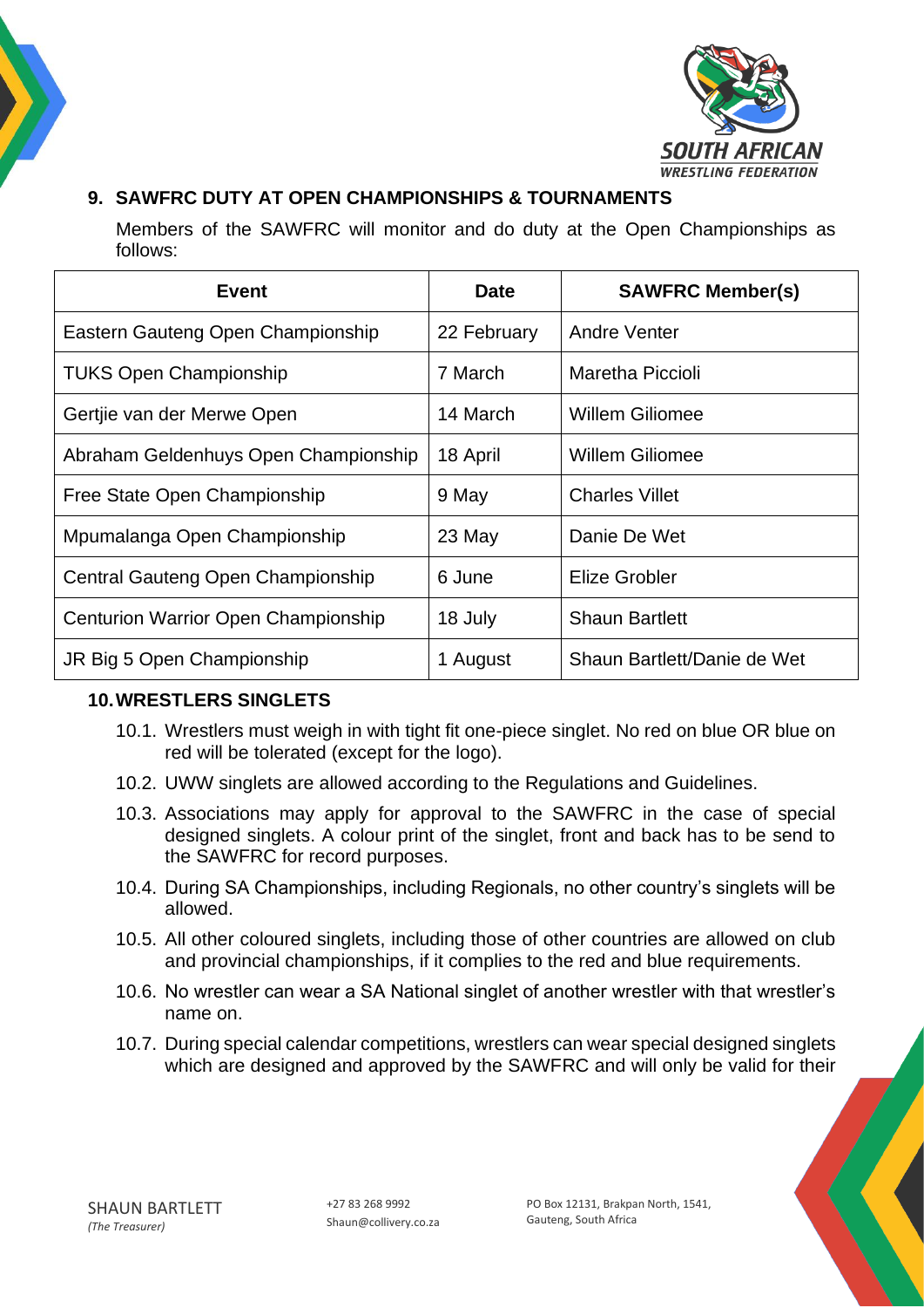## 9. SAWFRC DUTY AT OPEN CHAMPIONSHIPS & TOURNAMENTS

Members of the SAWFRC will monitor and do duty at the Open Championships as follows:

| Event | Date | SAWFRC Member(s) |
|---|---|---|
| Eastern Gauteng Open Championship | 22 February | Andre Venter |
| TUKS Open Championship | 7 March | Maretha Piccioli |
| Gertjie van der Merwe Open | 14 March | Willem Giliomee |
| Abraham Geldenhuys Open Championship | 18 April | Willem Giliomee |
| Free State Open Championship | 9 May | Charles Villet |
| Mpumalanga Open Championship | 23 May | Danie De Wet |
| Central Gauteng Open Championship | 6 June | Elize Grobler |
| Centurion Warrior Open Championship | 18 July | Shaun Bartlett |
| JR Big 5 Open Championship | 1 August | Shaun Bartlett/Danie de Wet |

## 10. WRESTLERS SINGLETS

10.1. Wrestlers must weigh in with tight fit one-piece singlet. No red on blue OR blue on red will be tolerated (except for the logo).

10.2. UWW singlets are allowed according to the Regulations and Guidelines.

10.3. Associations may apply for approval to the SAWFRC in the case of special designed singlets. A colour print of the singlet, front and back has to be send to the SAWFRC for record purposes.

10.4. During SA Championships, including Regionals, no other country's singlets will be allowed.

10.5. All other coloured singlets, including those of other countries are allowed on club and provincial championships, if it complies to the red and blue requirements.

10.6. No wrestler can wear a SA National singlet of another wrestler with that wrestler's name on.

10.7. During special calendar competitions, wrestlers can wear special designed singlets which are designed and approved by the SAWFRC and will only be valid for their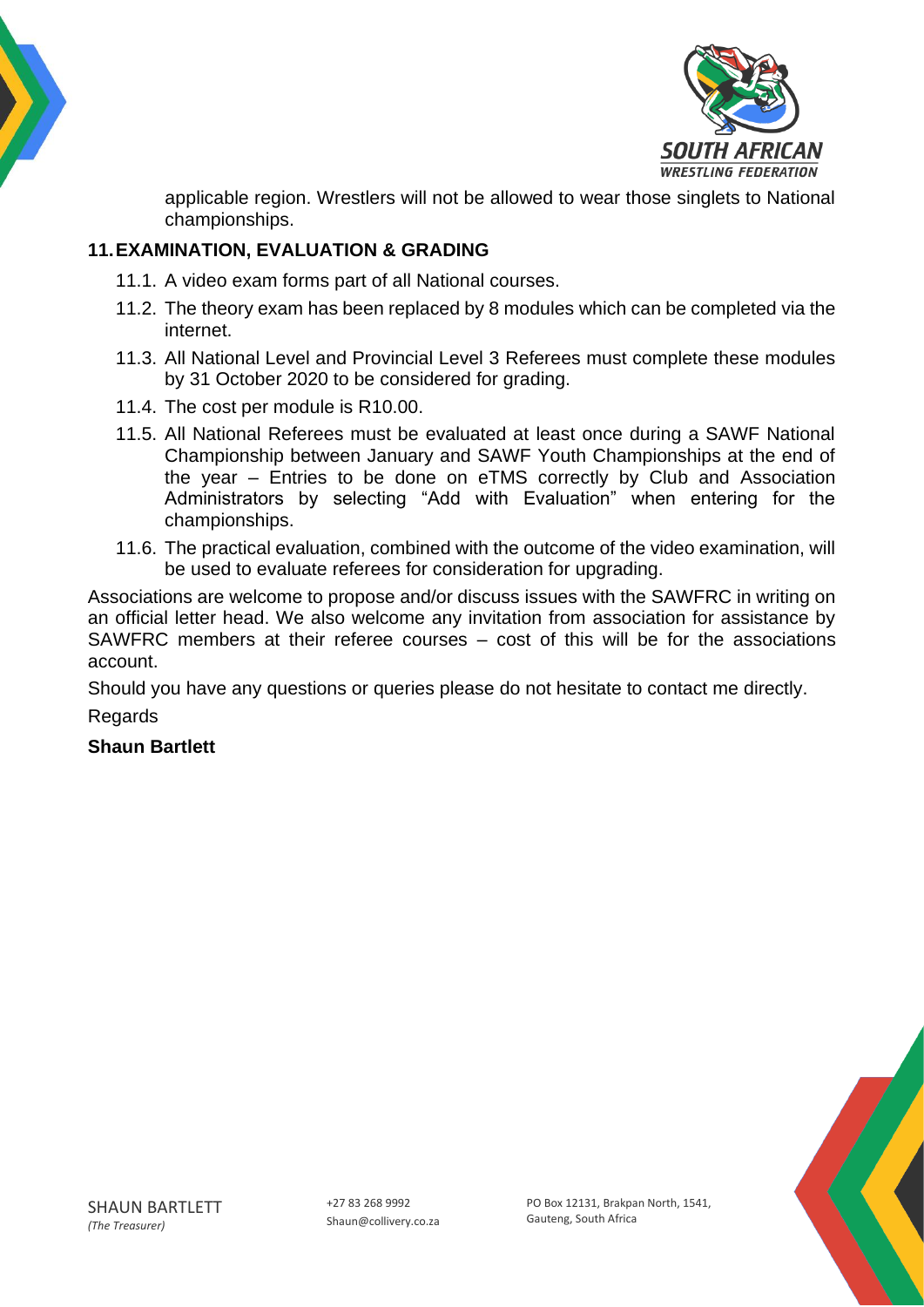applicable region. Wrestlers will not be allowed to wear those singlets to National championships.

## 11. EXAMINATION, EVALUATION & GRADING

11.1. A video exam forms part of all National courses.

11.2. The theory exam has been replaced by 8 modules which can be completed via the internet.

11.3. All National Level and Provincial Level 3 Referees must complete these modules by 31 October 2020 to be considered for grading.

11.4. The cost per module is R10.00.

11.5. All National Referees must be evaluated at least once during a SAWF National Championship between January and SAWF Youth Championships at the end of the year – Entries to be done on eTMS correctly by Club and Association Administrators by selecting "Add with Evaluation" when entering for the championships.

11.6. The practical evaluation, combined with the outcome of the video examination, will be used to evaluate referees for consideration for upgrading.

Associations are welcome to propose and/or discuss issues with the SAWFRC in writing on an official letter head. We also welcome any invitation from association for assistance by SAWFRC members at their referee courses – cost of this will be for the associations account.

Should you have any questions or queries please do not hesitate to contact me directly.

Regards

**Shaun Bartlett**

SHAUN BARTLETT
*(The Treasurer)*

+27 83 268 9992
Shaun@collivery.co.za

PO Box 12131, Brakpan North, 1541, Gauteng, South Africa